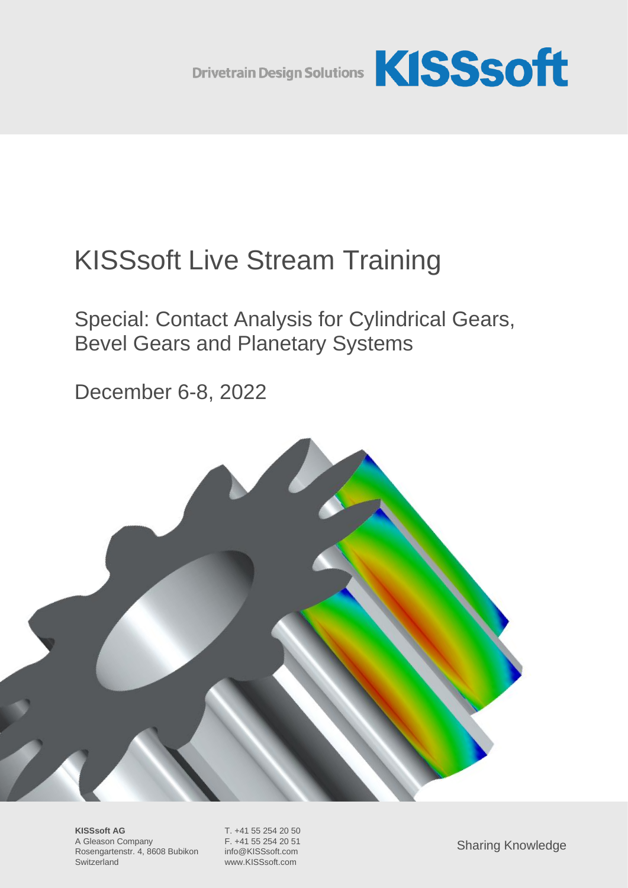Drivetrain Design Solutions **KISSsoft**

# KISSsoft Live Stream Training

## Special: Contact Analysis for Cylindrical Gears, Bevel Gears and Planetary Systems

December 6-8, 2022

**KISSsoft AG**
A Gleason Company
Rosengartenstr. 4, 8608 Bubikon
Switzerland

T. +41 55 254 20 50
F. +41 55 254 20 51
info@KISSsoft.com
www.KISSsoft.com

Sharing Knowledge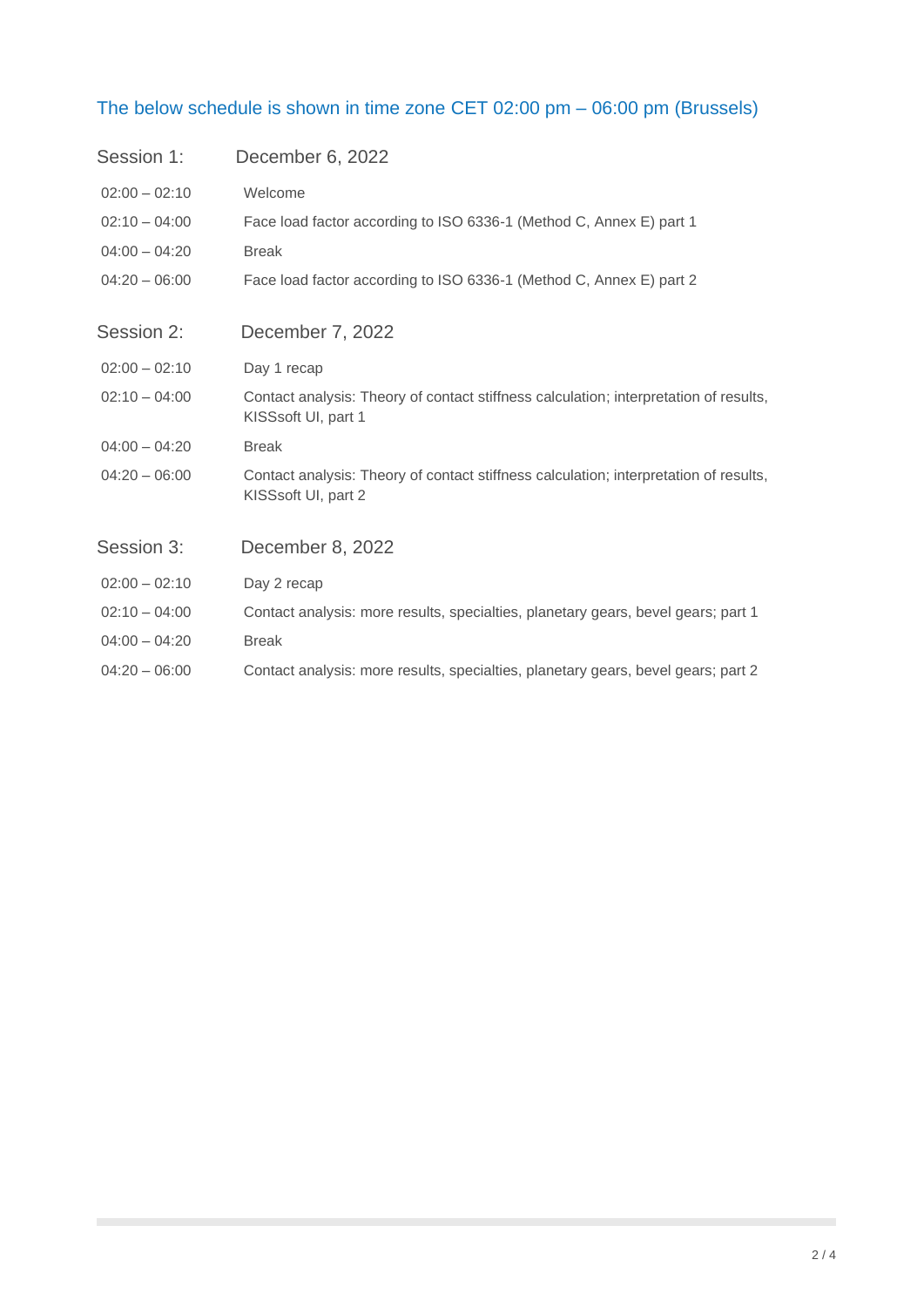The below schedule is shown in time zone CET 02:00 pm – 06:00 pm (Brussels)

## Session 1: December 6, 2022

| | |
|---|---|
| 02:00 – 02:10 | Welcome |
| 02:10 – 04:00 | Face load factor according to ISO 6336-1 (Method C, Annex E) part 1 |
| 04:00 – 04:20 | Break |
| 04:20 – 06:00 | Face load factor according to ISO 6336-1 (Method C, Annex E) part 2 |

## Session 2: December 7, 2022

| | |
|---|---|
| 02:00 – 02:10 | Day 1 recap |
| 02:10 – 04:00 | Contact analysis: Theory of contact stiffness calculation; interpretation of results, KISSsoft UI, part 1 |
| 04:00 – 04:20 | Break |
| 04:20 – 06:00 | Contact analysis: Theory of contact stiffness calculation; interpretation of results, KISSsoft UI, part 2 |

## Session 3: December 8, 2022

| | |
|---|---|
| 02:00 – 02:10 | Day 2 recap |
| 02:10 – 04:00 | Contact analysis: more results, specialties, planetary gears, bevel gears; part 1 |
| 04:00 – 04:20 | Break |
| 04:20 – 06:00 | Contact analysis: more results, specialties, planetary gears, bevel gears; part 2 |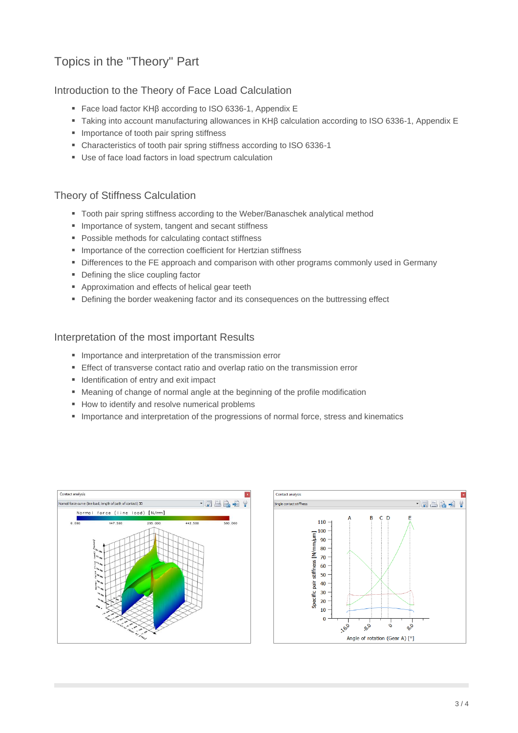# Topics in the "Theory" Part

## Introduction to the Theory of Face Load Calculation

- Face load factor KHβ according to ISO 6336-1, Appendix E
- Taking into account manufacturing allowances in KHβ calculation according to ISO 6336-1, Appendix E
- Importance of tooth pair spring stiffness
- Characteristics of tooth pair spring stiffness according to ISO 6336-1
- Use of face load factors in load spectrum calculation

## Theory of Stiffness Calculation

- Tooth pair spring stiffness according to the Weber/Banaschek analytical method
- Importance of system, tangent and secant stiffness
- Possible methods for calculating contact stiffness
- Importance of the correction coefficient for Hertzian stiffness
- Differences to the FE approach and comparison with other programs commonly used in Germany
- Defining the slice coupling factor
- Approximation and effects of helical gear teeth
- Defining the border weakening factor and its consequences on the buttressing effect

## Interpretation of the most important Results

- Importance and interpretation of the transmission error
- Effect of transverse contact ratio and overlap ratio on the transmission error
- Identification of entry and exit impact
- Meaning of change of normal angle at the beginning of the profile modification
- How to identify and resolve numerical problems
- Importance and interpretation of the progressions of normal force, stress and kinematics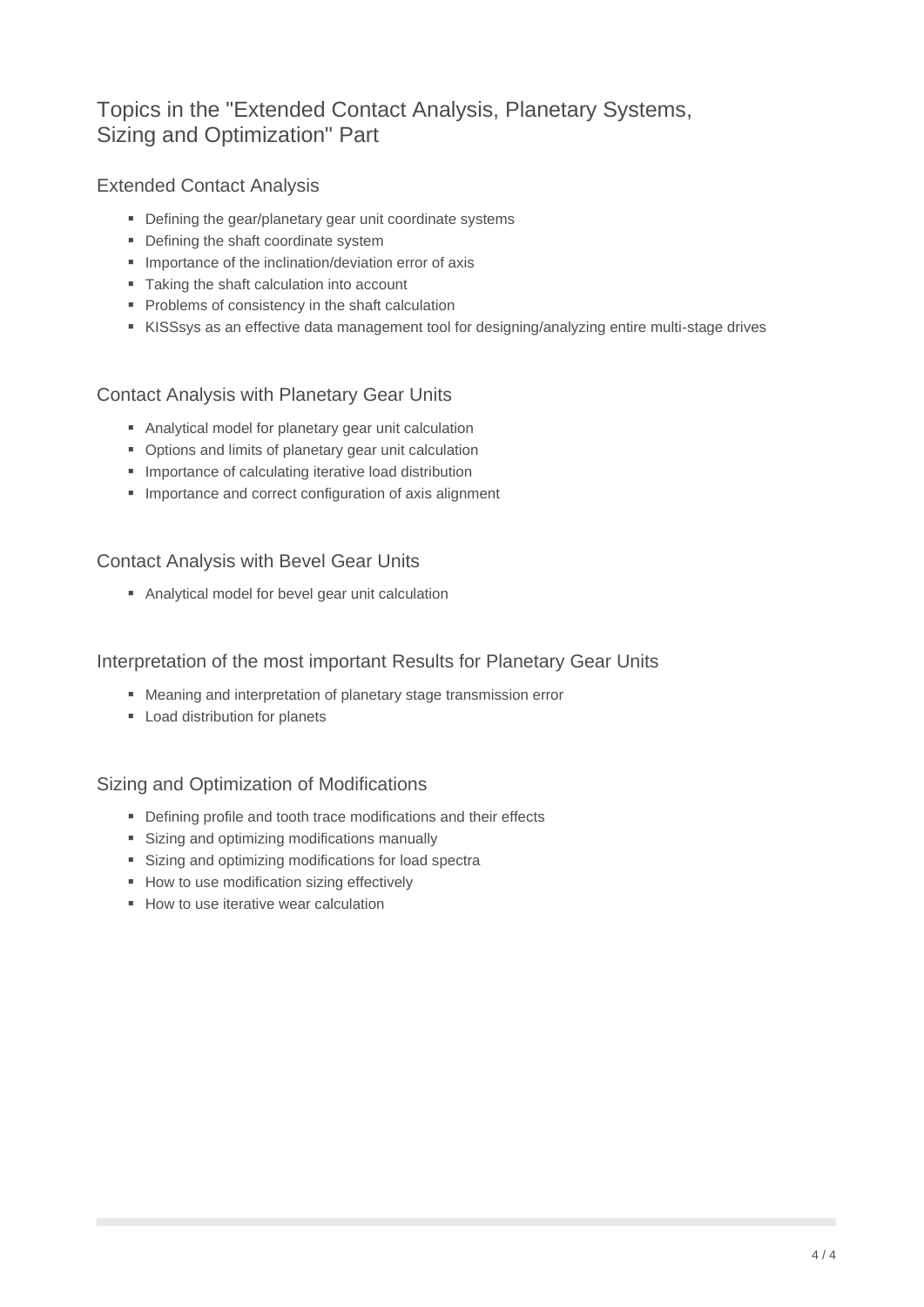## Topics in the "Extended Contact Analysis, Planetary Systems, Sizing and Optimization" Part

### Extended Contact Analysis

- Defining the gear/planetary gear unit coordinate systems
- Defining the shaft coordinate system
- Importance of the inclination/deviation error of axis
- Taking the shaft calculation into account
- Problems of consistency in the shaft calculation
- KISSsys as an effective data management tool for designing/analyzing entire multi-stage drives

### Contact Analysis with Planetary Gear Units

- Analytical model for planetary gear unit calculation
- Options and limits of planetary gear unit calculation
- Importance of calculating iterative load distribution
- Importance and correct configuration of axis alignment

### Contact Analysis with Bevel Gear Units

- Analytical model for bevel gear unit calculation

### Interpretation of the most important Results for Planetary Gear Units

- Meaning and interpretation of planetary stage transmission error
- Load distribution for planets

### Sizing and Optimization of Modifications

- Defining profile and tooth trace modifications and their effects
- Sizing and optimizing modifications manually
- Sizing and optimizing modifications for load spectra
- How to use modification sizing effectively
- How to use iterative wear calculation